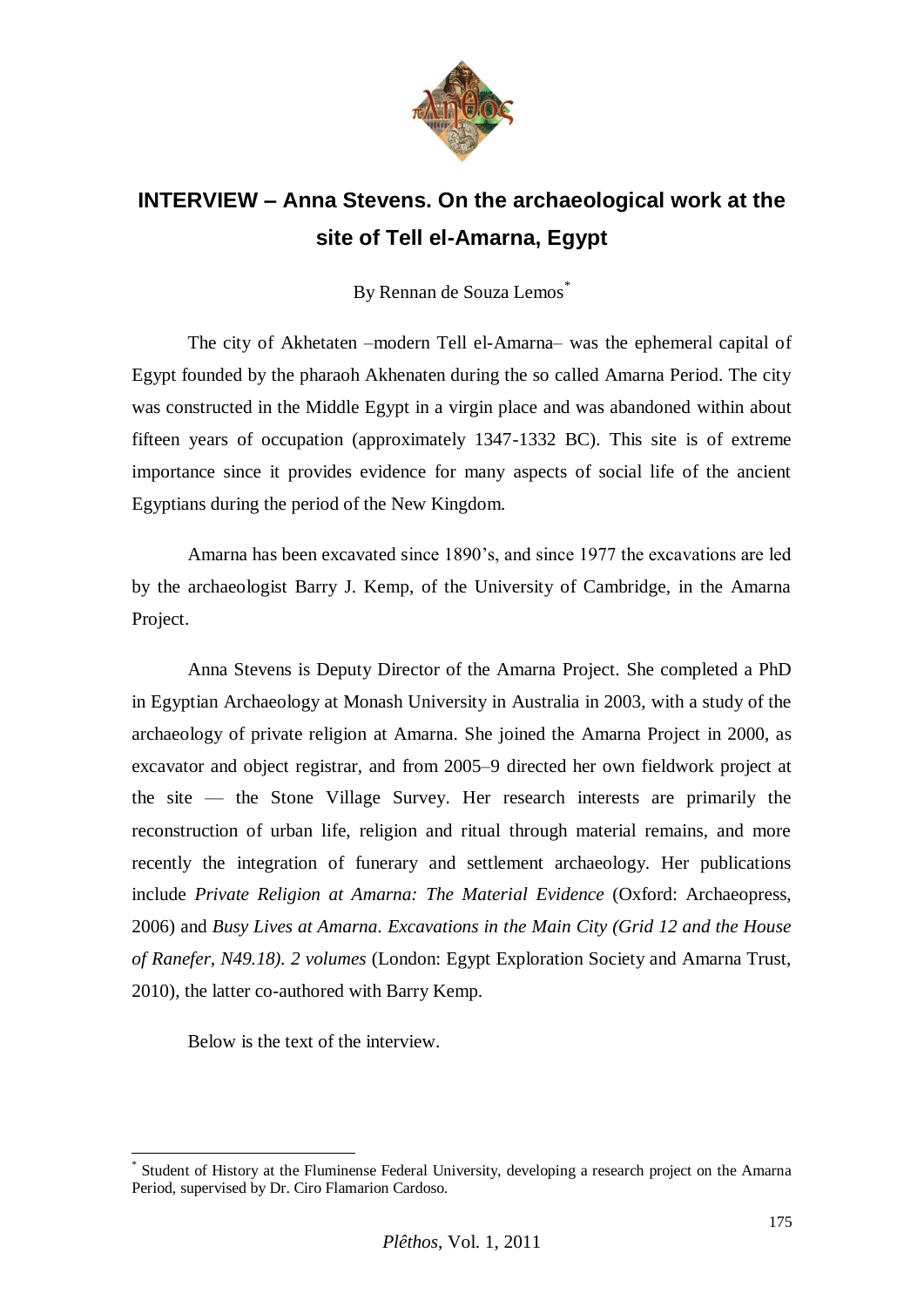# INTERVIEW – Anna Stevens. On the archaeological work at the site of Tell el-Amarna, Egypt

By Rennan de Souza Lemos*

The city of Akhetaten –modern Tell el-Amarna– was the ephemeral capital of Egypt founded by the pharaoh Akhenaten during the so called Amarna Period. The city was constructed in the Middle Egypt in a virgin place and was abandoned within about fifteen years of occupation (approximately 1347-1332 BC). This site is of extreme importance since it provides evidence for many aspects of social life of the ancient Egyptians during the period of the New Kingdom.

Amarna has been excavated since 1890's, and since 1977 the excavations are led by the archaeologist Barry J. Kemp, of the University of Cambridge, in the Amarna Project.

Anna Stevens is Deputy Director of the Amarna Project. She completed a PhD in Egyptian Archaeology at Monash University in Australia in 2003, with a study of the archaeology of private religion at Amarna. She joined the Amarna Project in 2000, as excavator and object registrar, and from 2005–9 directed her own fieldwork project at the site — the Stone Village Survey. Her research interests are primarily the reconstruction of urban life, religion and ritual through material remains, and more recently the integration of funerary and settlement archaeology. Her publications include *Private Religion at Amarna: The Material Evidence* (Oxford: Archaeopress, 2006) and *Busy Lives at Amarna. Excavations in the Main City (Grid 12 and the House of Ranefer, N49.18). 2 volumes* (London: Egypt Exploration Society and Amarna Trust, 2010), the latter co-authored with Barry Kemp.

Below is the text of the interview.

---

* Student of History at the Fluminense Federal University, developing a research project on the Amarna Period, supervised by Dr. Ciro Flamarion Cardoso.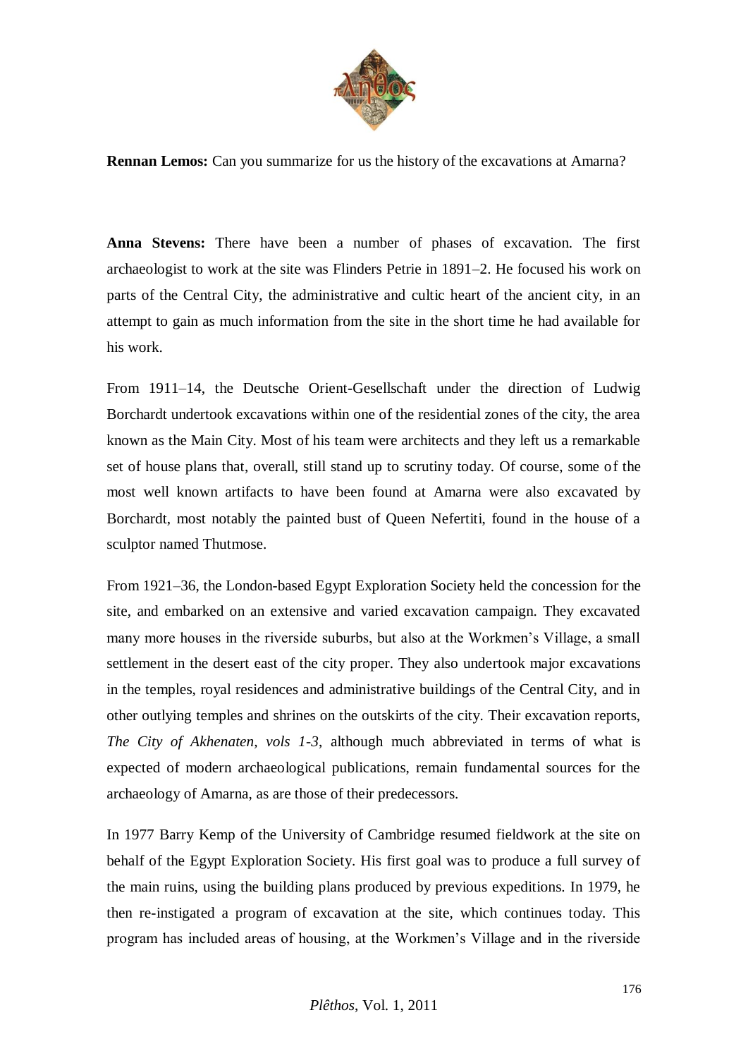**Rennan Lemos:** Can you summarize for us the history of the excavations at Amarna?

**Anna Stevens:** There have been a number of phases of excavation. The first archaeologist to work at the site was Flinders Petrie in 1891–2. He focused his work on parts of the Central City, the administrative and cultic heart of the ancient city, in an attempt to gain as much information from the site in the short time he had available for his work.

From 1911–14, the Deutsche Orient-Gesellschaft under the direction of Ludwig Borchardt undertook excavations within one of the residential zones of the city, the area known as the Main City. Most of his team were architects and they left us a remarkable set of house plans that, overall, still stand up to scrutiny today. Of course, some of the most well known artifacts to have been found at Amarna were also excavated by Borchardt, most notably the painted bust of Queen Nefertiti, found in the house of a sculptor named Thutmose.

From 1921–36, the London-based Egypt Exploration Society held the concession for the site, and embarked on an extensive and varied excavation campaign. They excavated many more houses in the riverside suburbs, but also at the Workmen's Village, a small settlement in the desert east of the city proper. They also undertook major excavations in the temples, royal residences and administrative buildings of the Central City, and in other outlying temples and shrines on the outskirts of the city. Their excavation reports, *The City of Akhenaten, vols 1-3*, although much abbreviated in terms of what is expected of modern archaeological publications, remain fundamental sources for the archaeology of Amarna, as are those of their predecessors.

In 1977 Barry Kemp of the University of Cambridge resumed fieldwork at the site on behalf of the Egypt Exploration Society. His first goal was to produce a full survey of the main ruins, using the building plans produced by previous expeditions. In 1979, he then re-instigated a program of excavation at the site, which continues today. This program has included areas of housing, at the Workmen's Village and in the riverside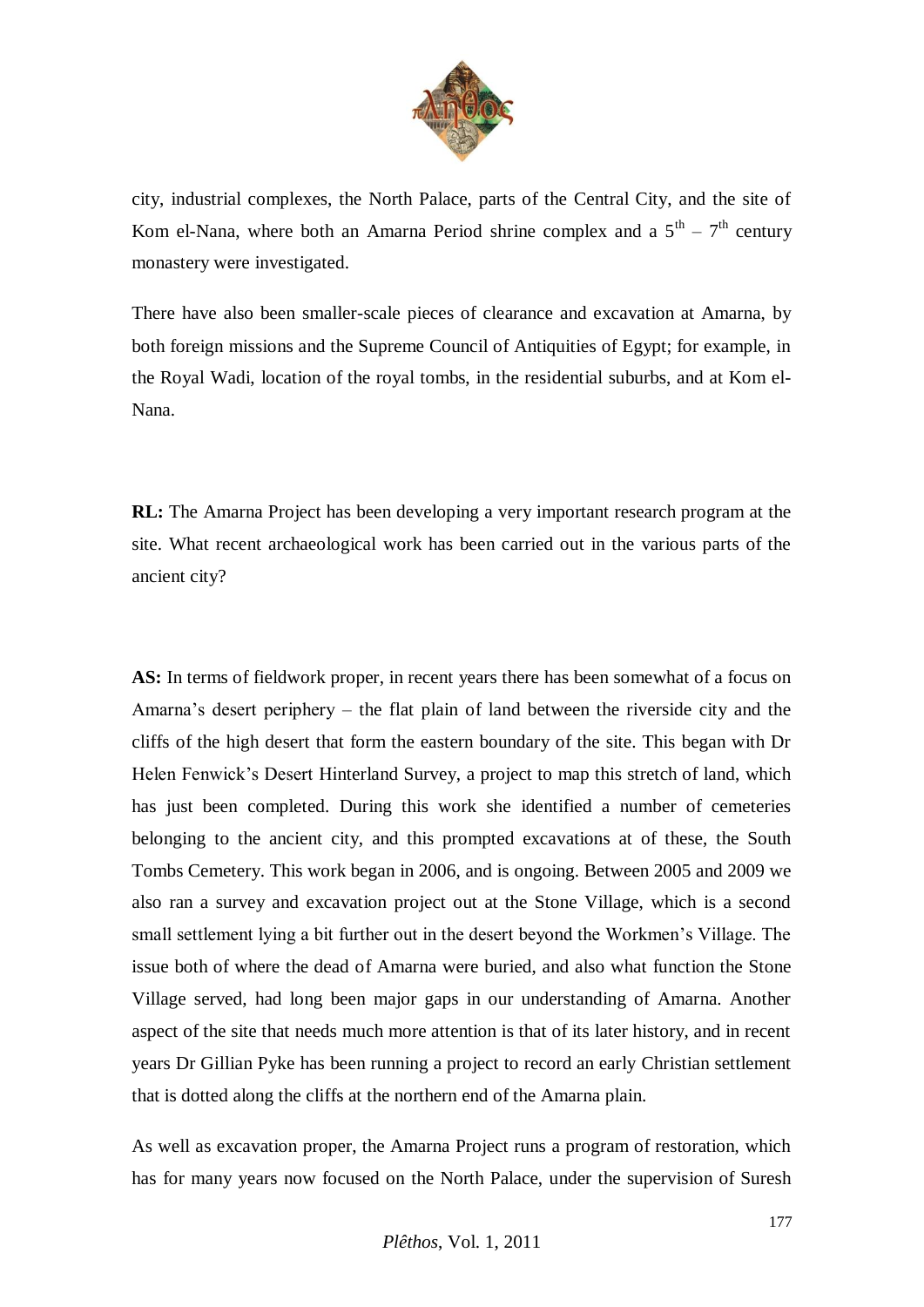city, industrial complexes, the North Palace, parts of the Central City, and the site of Kom el-Nana, where both an Amarna Period shrine complex and a $5^{th}$ – $7^{th}$ century monastery were investigated.

There have also been smaller-scale pieces of clearance and excavation at Amarna, by both foreign missions and the Supreme Council of Antiquities of Egypt; for example, in the Royal Wadi, location of the royal tombs, in the residential suburbs, and at Kom el-Nana.

**RL:** The Amarna Project has been developing a very important research program at the site. What recent archaeological work has been carried out in the various parts of the ancient city?

**AS:** In terms of fieldwork proper, in recent years there has been somewhat of a focus on Amarna's desert periphery – the flat plain of land between the riverside city and the cliffs of the high desert that form the eastern boundary of the site. This began with Dr Helen Fenwick's Desert Hinterland Survey, a project to map this stretch of land, which has just been completed. During this work she identified a number of cemeteries belonging to the ancient city, and this prompted excavations at of these, the South Tombs Cemetery. This work began in 2006, and is ongoing. Between 2005 and 2009 we also ran a survey and excavation project out at the Stone Village, which is a second small settlement lying a bit further out in the desert beyond the Workmen's Village. The issue both of where the dead of Amarna were buried, and also what function the Stone Village served, had long been major gaps in our understanding of Amarna. Another aspect of the site that needs much more attention is that of its later history, and in recent years Dr Gillian Pyke has been running a project to record an early Christian settlement that is dotted along the cliffs at the northern end of the Amarna plain.

As well as excavation proper, the Amarna Project runs a program of restoration, which has for many years now focused on the North Palace, under the supervision of Suresh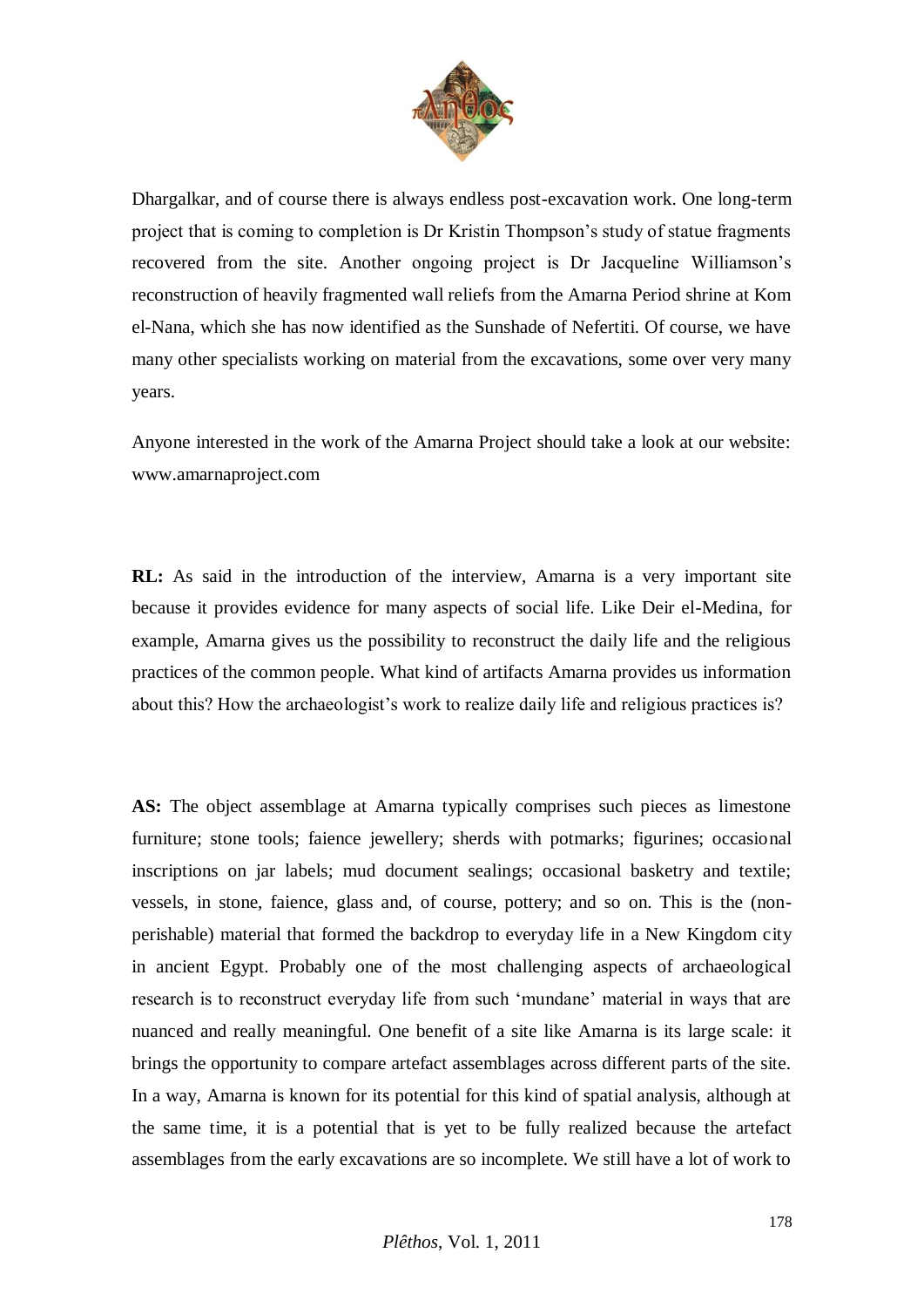Dhargalkar, and of course there is always endless post-excavation work. One long-term project that is coming to completion is Dr Kristin Thompson's study of statue fragments recovered from the site. Another ongoing project is Dr Jacqueline Williamson's reconstruction of heavily fragmented wall reliefs from the Amarna Period shrine at Kom el-Nana, which she has now identified as the Sunshade of Nefertiti. Of course, we have many other specialists working on material from the excavations, some over very many years.

Anyone interested in the work of the Amarna Project should take a look at our website: www.amarnaproject.com

**RL:** As said in the introduction of the interview, Amarna is a very important site because it provides evidence for many aspects of social life. Like Deir el-Medina, for example, Amarna gives us the possibility to reconstruct the daily life and the religious practices of the common people. What kind of artifacts Amarna provides us information about this? How the archaeologist's work to realize daily life and religious practices is?

**AS:** The object assemblage at Amarna typically comprises such pieces as limestone furniture; stone tools; faience jewellery; sherds with potmarks; figurines; occasional inscriptions on jar labels; mud document sealings; occasional basketry and textile; vessels, in stone, faience, glass and, of course, pottery; and so on. This is the (non-perishable) material that formed the backdrop to everyday life in a New Kingdom city in ancient Egypt. Probably one of the most challenging aspects of archaeological research is to reconstruct everyday life from such 'mundane' material in ways that are nuanced and really meaningful. One benefit of a site like Amarna is its large scale: it brings the opportunity to compare artefact assemblages across different parts of the site. In a way, Amarna is known for its potential for this kind of spatial analysis, although at the same time, it is a potential that is yet to be fully realized because the artefact assemblages from the early excavations are so incomplete. We still have a lot of work to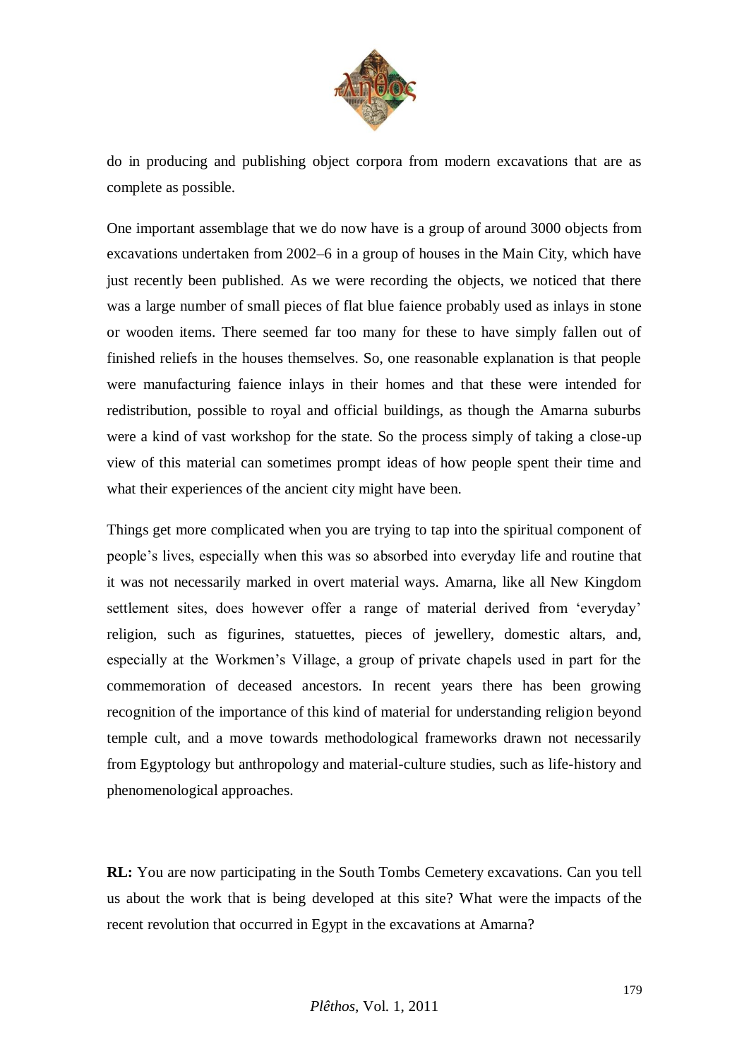do in producing and publishing object corpora from modern excavations that are as complete as possible.

One important assemblage that we do now have is a group of around 3000 objects from excavations undertaken from 2002–6 in a group of houses in the Main City, which have just recently been published. As we were recording the objects, we noticed that there was a large number of small pieces of flat blue faience probably used as inlays in stone or wooden items. There seemed far too many for these to have simply fallen out of finished reliefs in the houses themselves. So, one reasonable explanation is that people were manufacturing faience inlays in their homes and that these were intended for redistribution, possible to royal and official buildings, as though the Amarna suburbs were a kind of vast workshop for the state. So the process simply of taking a close-up view of this material can sometimes prompt ideas of how people spent their time and what their experiences of the ancient city might have been.

Things get more complicated when you are trying to tap into the spiritual component of people's lives, especially when this was so absorbed into everyday life and routine that it was not necessarily marked in overt material ways. Amarna, like all New Kingdom settlement sites, does however offer a range of material derived from 'everyday' religion, such as figurines, statuettes, pieces of jewellery, domestic altars, and, especially at the Workmen's Village, a group of private chapels used in part for the commemoration of deceased ancestors. In recent years there has been growing recognition of the importance of this kind of material for understanding religion beyond temple cult, and a move towards methodological frameworks drawn not necessarily from Egyptology but anthropology and material-culture studies, such as life-history and phenomenological approaches.

**RL:** You are now participating in the South Tombs Cemetery excavations. Can you tell us about the work that is being developed at this site? What were the impacts of the recent revolution that occurred in Egypt in the excavations at Amarna?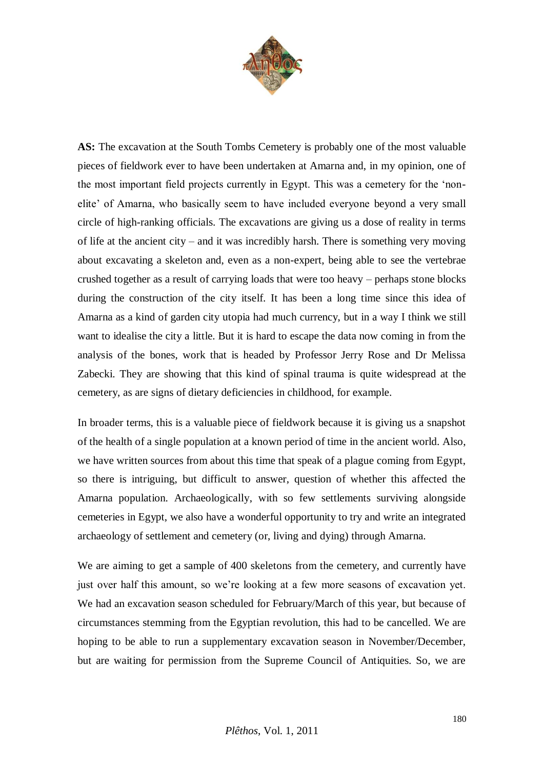**AS:** The excavation at the South Tombs Cemetery is probably one of the most valuable pieces of fieldwork ever to have been undertaken at Amarna and, in my opinion, one of the most important field projects currently in Egypt. This was a cemetery for the 'non-elite' of Amarna, who basically seem to have included everyone beyond a very small circle of high-ranking officials. The excavations are giving us a dose of reality in terms of life at the ancient city – and it was incredibly harsh. There is something very moving about excavating a skeleton and, even as a non-expert, being able to see the vertebrae crushed together as a result of carrying loads that were too heavy – perhaps stone blocks during the construction of the city itself. It has been a long time since this idea of Amarna as a kind of garden city utopia had much currency, but in a way I think we still want to idealise the city a little. But it is hard to escape the data now coming in from the analysis of the bones, work that is headed by Professor Jerry Rose and Dr Melissa Zabecki. They are showing that this kind of spinal trauma is quite widespread at the cemetery, as are signs of dietary deficiencies in childhood, for example.

In broader terms, this is a valuable piece of fieldwork because it is giving us a snapshot of the health of a single population at a known period of time in the ancient world. Also, we have written sources from about this time that speak of a plague coming from Egypt, so there is intriguing, but difficult to answer, question of whether this affected the Amarna population. Archaeologically, with so few settlements surviving alongside cemeteries in Egypt, we also have a wonderful opportunity to try and write an integrated archaeology of settlement and cemetery (or, living and dying) through Amarna.

We are aiming to get a sample of 400 skeletons from the cemetery, and currently have just over half this amount, so we're looking at a few more seasons of excavation yet. We had an excavation season scheduled for February/March of this year, but because of circumstances stemming from the Egyptian revolution, this had to be cancelled. We are hoping to be able to run a supplementary excavation season in November/December, but are waiting for permission from the Supreme Council of Antiquities. So, we are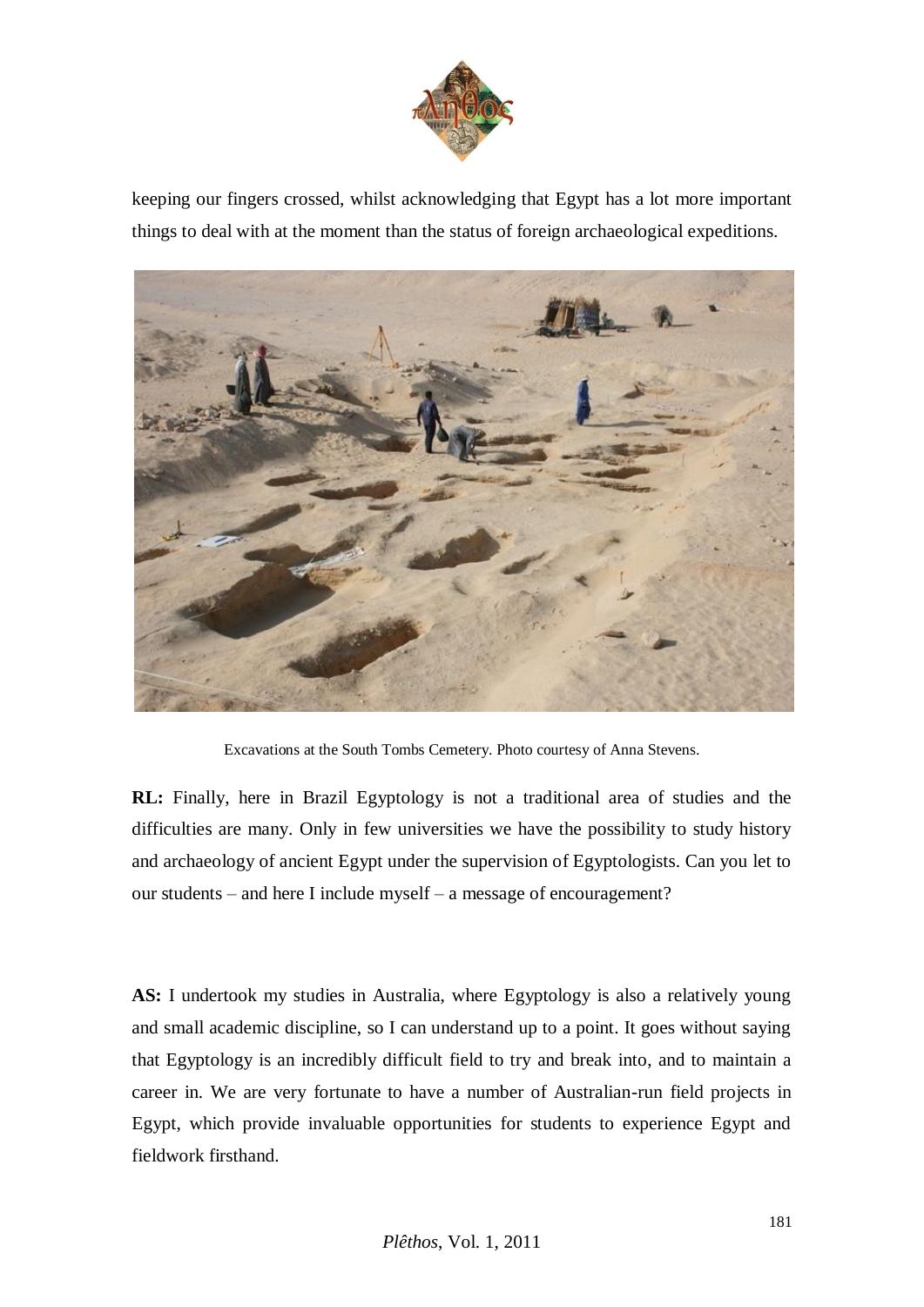keeping our fingers crossed, whilst acknowledging that Egypt has a lot more important things to deal with at the moment than the status of foreign archaeological expeditions.

Excavations at the South Tombs Cemetery. Photo courtesy of Anna Stevens.

**RL:** Finally, here in Brazil Egyptology is not a traditional area of studies and the difficulties are many. Only in few universities we have the possibility to study history and archaeology of ancient Egypt under the supervision of Egyptologists. Can you let to our students – and here I include myself – a message of encouragement?

**AS:** I undertook my studies in Australia, where Egyptology is also a relatively young and small academic discipline, so I can understand up to a point. It goes without saying that Egyptology is an incredibly difficult field to try and break into, and to maintain a career in. We are very fortunate to have a number of Australian-run field projects in Egypt, which provide invaluable opportunities for students to experience Egypt and fieldwork firsthand.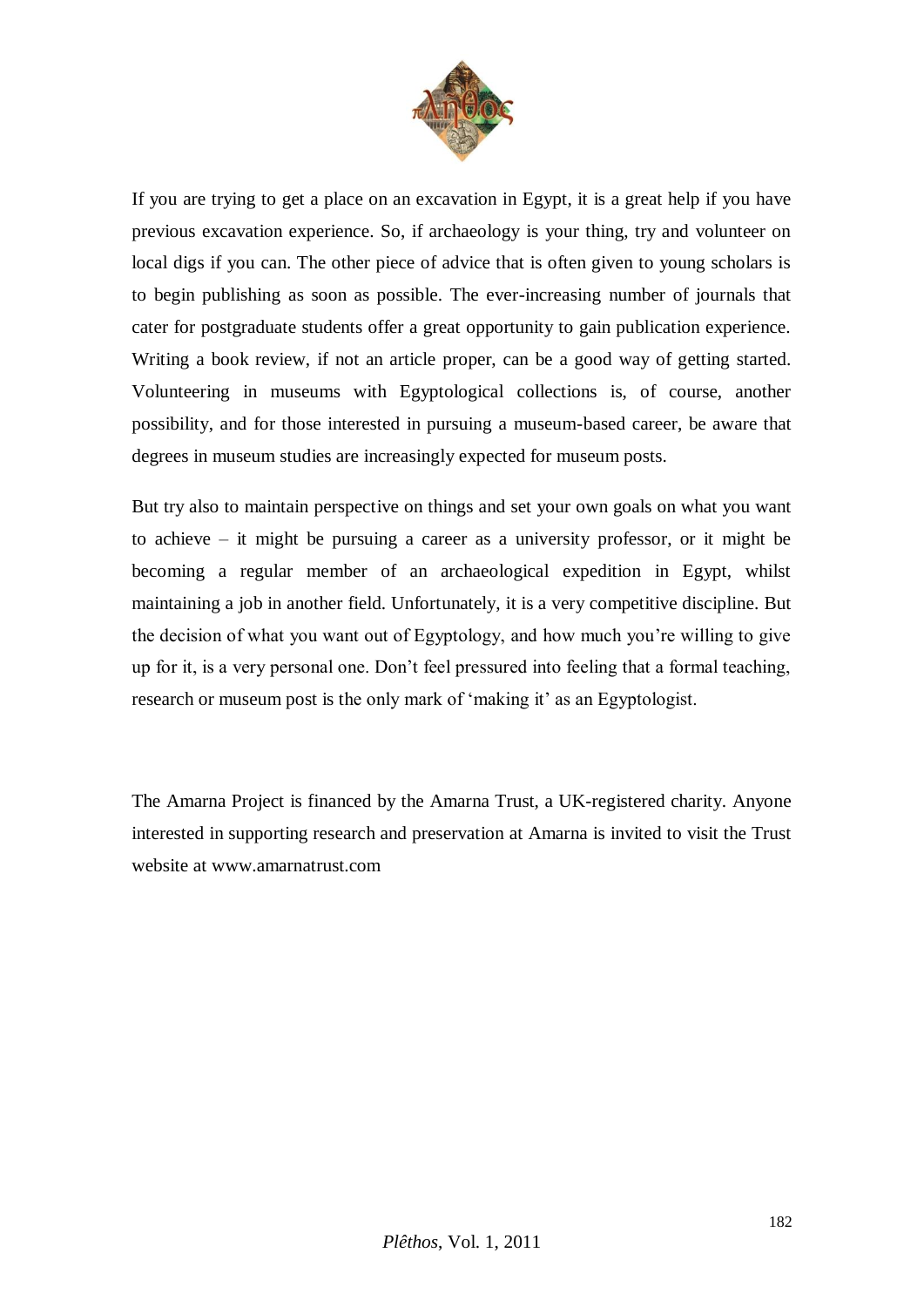If you are trying to get a place on an excavation in Egypt, it is a great help if you have previous excavation experience. So, if archaeology is your thing, try and volunteer on local digs if you can. The other piece of advice that is often given to young scholars is to begin publishing as soon as possible. The ever-increasing number of journals that cater for postgraduate students offer a great opportunity to gain publication experience. Writing a book review, if not an article proper, can be a good way of getting started. Volunteering in museums with Egyptological collections is, of course, another possibility, and for those interested in pursuing a museum-based career, be aware that degrees in museum studies are increasingly expected for museum posts.

But try also to maintain perspective on things and set your own goals on what you want to achieve – it might be pursuing a career as a university professor, or it might be becoming a regular member of an archaeological expedition in Egypt, whilst maintaining a job in another field. Unfortunately, it is a very competitive discipline. But the decision of what you want out of Egyptology, and how much you're willing to give up for it, is a very personal one. Don't feel pressured into feeling that a formal teaching, research or museum post is the only mark of 'making it' as an Egyptologist.

The Amarna Project is financed by the Amarna Trust, a UK-registered charity. Anyone interested in supporting research and preservation at Amarna is invited to visit the Trust website at www.amarnatrust.com